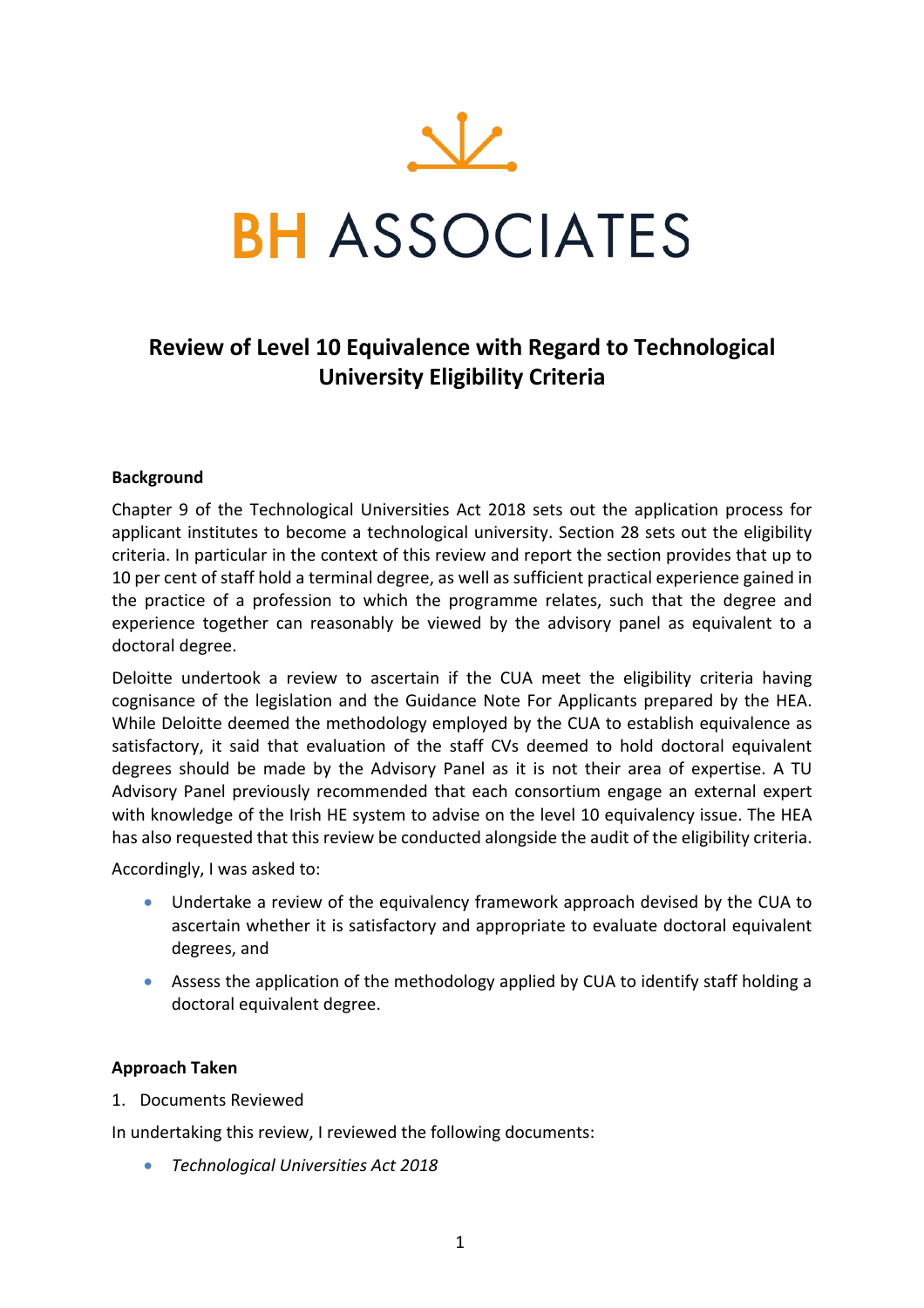# BH ASSOCIATES

## Review of Level 10 Equivalence with Regard to Technological University Eligibility Criteria

**Background**

Chapter 9 of the Technological Universities Act 2018 sets out the application process for applicant institutes to become a technological university. Section 28 sets out the eligibility criteria. In particular in the context of this review and report the section provides that up to 10 per cent of staff hold a terminal degree, as well as sufficient practical experience gained in the practice of a profession to which the programme relates, such that the degree and experience together can reasonably be viewed by the advisory panel as equivalent to a doctoral degree.

Deloitte undertook a review to ascertain if the CUA meet the eligibility criteria having cognisance of the legislation and the Guidance Note For Applicants prepared by the HEA. While Deloitte deemed the methodology employed by the CUA to establish equivalence as satisfactory, it said that evaluation of the staff CVs deemed to hold doctoral equivalent degrees should be made by the Advisory Panel as it is not their area of expertise. A TU Advisory Panel previously recommended that each consortium engage an external expert with knowledge of the Irish HE system to advise on the level 10 equivalency issue. The HEA has also requested that this review be conducted alongside the audit of the eligibility criteria.

Accordingly, I was asked to:

- Undertake a review of the equivalency framework approach devised by the CUA to ascertain whether it is satisfactory and appropriate to evaluate doctoral equivalent degrees, and
- Assess the application of the methodology applied by CUA to identify staff holding a doctoral equivalent degree.

**Approach Taken**

1. Documents Reviewed

In undertaking this review, I reviewed the following documents:

- *Technological Universities Act 2018*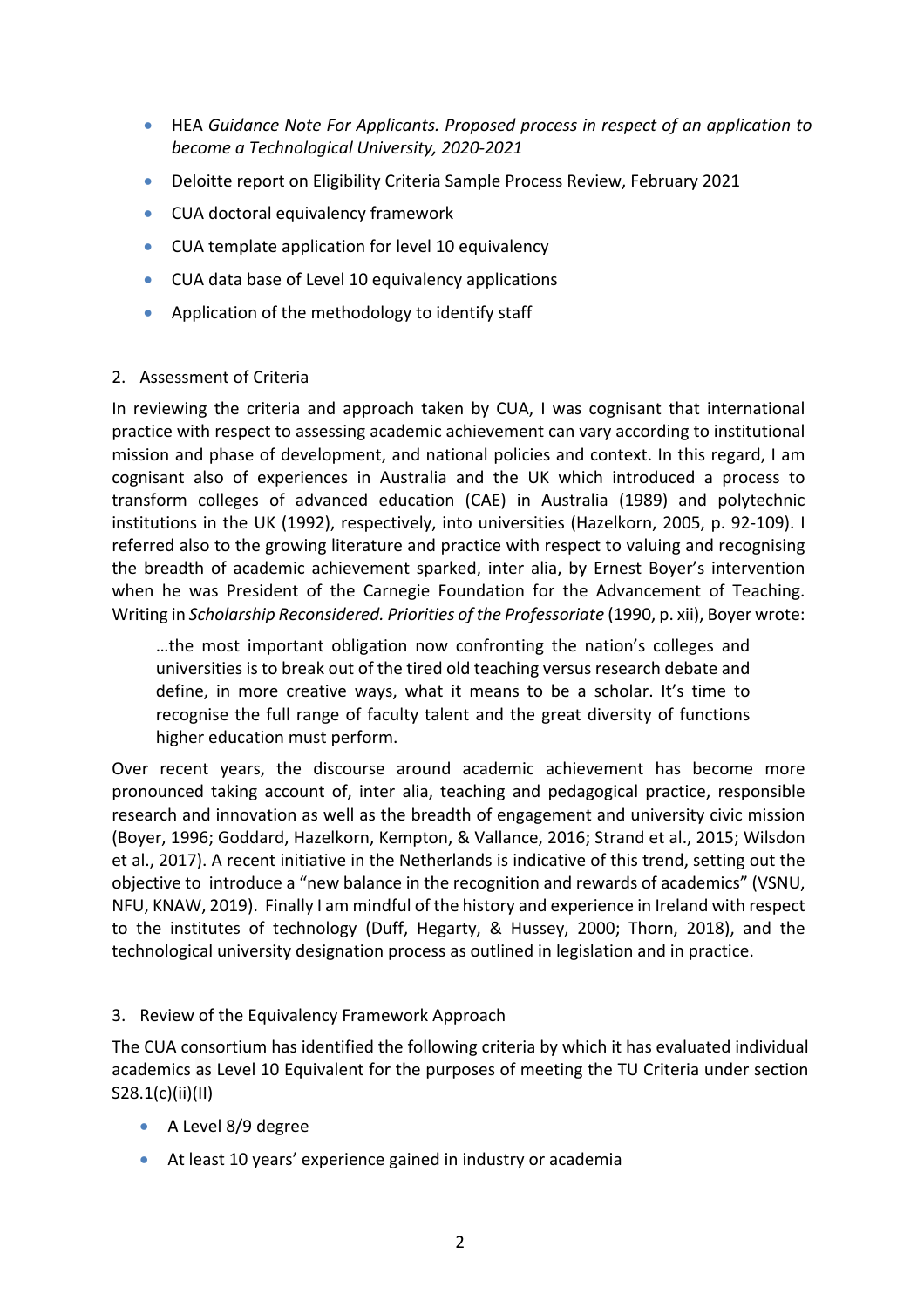- HEA *Guidance Note For Applicants. Proposed process in respect of an application to become a Technological University, 2020-2021*
- Deloitte report on Eligibility Criteria Sample Process Review, February 2021
- CUA doctoral equivalency framework
- CUA template application for level 10 equivalency
- CUA data base of Level 10 equivalency applications
- Application of the methodology to identify staff

## 2. Assessment of Criteria

In reviewing the criteria and approach taken by CUA, I was cognisant that international practice with respect to assessing academic achievement can vary according to institutional mission and phase of development, and national policies and context. In this regard, I am cognisant also of experiences in Australia and the UK which introduced a process to transform colleges of advanced education (CAE) in Australia (1989) and polytechnic institutions in the UK (1992), respectively, into universities (Hazelkorn, 2005, p. 92-109). I referred also to the growing literature and practice with respect to valuing and recognising the breadth of academic achievement sparked, inter alia, by Ernest Boyer's intervention when he was President of the Carnegie Foundation for the Advancement of Teaching. Writing in *Scholarship Reconsidered. Priorities of the Professoriate* (1990, p. xii), Boyer wrote:

> …the most important obligation now confronting the nation's colleges and universities is to break out of the tired old teaching versus research debate and define, in more creative ways, what it means to be a scholar. It's time to recognise the full range of faculty talent and the great diversity of functions higher education must perform.

Over recent years, the discourse around academic achievement has become more pronounced taking account of, inter alia, teaching and pedagogical practice, responsible research and innovation as well as the breadth of engagement and university civic mission (Boyer, 1996; Goddard, Hazelkorn, Kempton, & Vallance, 2016; Strand et al., 2015; Wilsdon et al., 2017). A recent initiative in the Netherlands is indicative of this trend, setting out the objective to introduce a "new balance in the recognition and rewards of academics" (VSNU, NFU, KNAW, 2019). Finally I am mindful of the history and experience in Ireland with respect to the institutes of technology (Duff, Hegarty, & Hussey, 2000; Thorn, 2018), and the technological university designation process as outlined in legislation and in practice.

## 3. Review of the Equivalency Framework Approach

The CUA consortium has identified the following criteria by which it has evaluated individual academics as Level 10 Equivalent for the purposes of meeting the TU Criteria under section S28.1(c)(ii)(II)

- A Level 8/9 degree
- At least 10 years' experience gained in industry or academia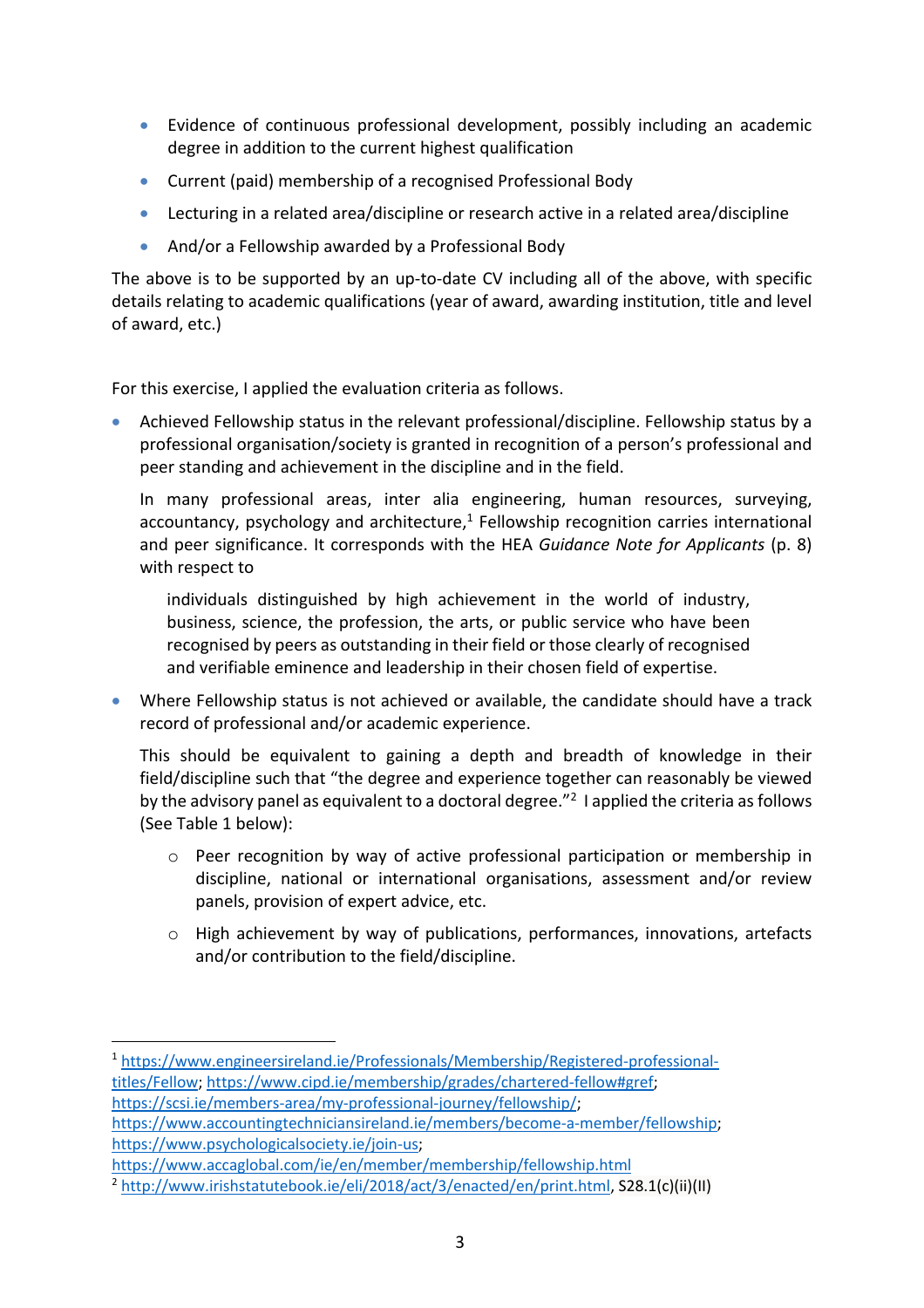- Evidence of continuous professional development, possibly including an academic degree in addition to the current highest qualification
- Current (paid) membership of a recognised Professional Body
- Lecturing in a related area/discipline or research active in a related area/discipline
- And/or a Fellowship awarded by a Professional Body

The above is to be supported by an up-to-date CV including all of the above, with specific details relating to academic qualifications (year of award, awarding institution, title and level of award, etc.)

For this exercise, I applied the evaluation criteria as follows.

- Achieved Fellowship status in the relevant professional/discipline. Fellowship status by a professional organisation/society is granted in recognition of a person's professional and peer standing and achievement in the discipline and in the field.

  In many professional areas, inter alia engineering, human resources, surveying, accountancy, psychology and architecture,[1] Fellowship recognition carries international and peer significance. It corresponds with the HEA *Guidance Note for Applicants* (p. 8) with respect to

  > individuals distinguished by high achievement in the world of industry, business, science, the profession, the arts, or public service who have been recognised by peers as outstanding in their field or those clearly of recognised and verifiable eminence and leadership in their chosen field of expertise.

- Where Fellowship status is not achieved or available, the candidate should have a track record of professional and/or academic experience.

  This should be equivalent to gaining a depth and breadth of knowledge in their field/discipline such that "the degree and experience together can reasonably be viewed by the advisory panel as equivalent to a doctoral degree."[2] I applied the criteria as follows (See Table 1 below):

  - Peer recognition by way of active professional participation or membership in discipline, national or international organisations, assessment and/or review panels, provision of expert advice, etc.
  - High achievement by way of publications, performances, innovations, artefacts and/or contribution to the field/discipline.

---

[1] https://www.engineersireland.ie/Professionals/Membership/Registered-professional-titles/Fellow; https://www.cipd.ie/membership/grades/chartered-fellow#gref; https://scsi.ie/members-area/my-professional-journey/fellowship/; https://www.accountingtechniciansireland.ie/members/become-a-member/fellowship; https://www.psychologicalsociety.ie/join-us; https://www.accaglobal.com/ie/en/member/membership/fellowship.html

[2] http://www.irishstatutebook.ie/eli/2018/act/3/enacted/en/print.html, S28.1(c)(ii)(II)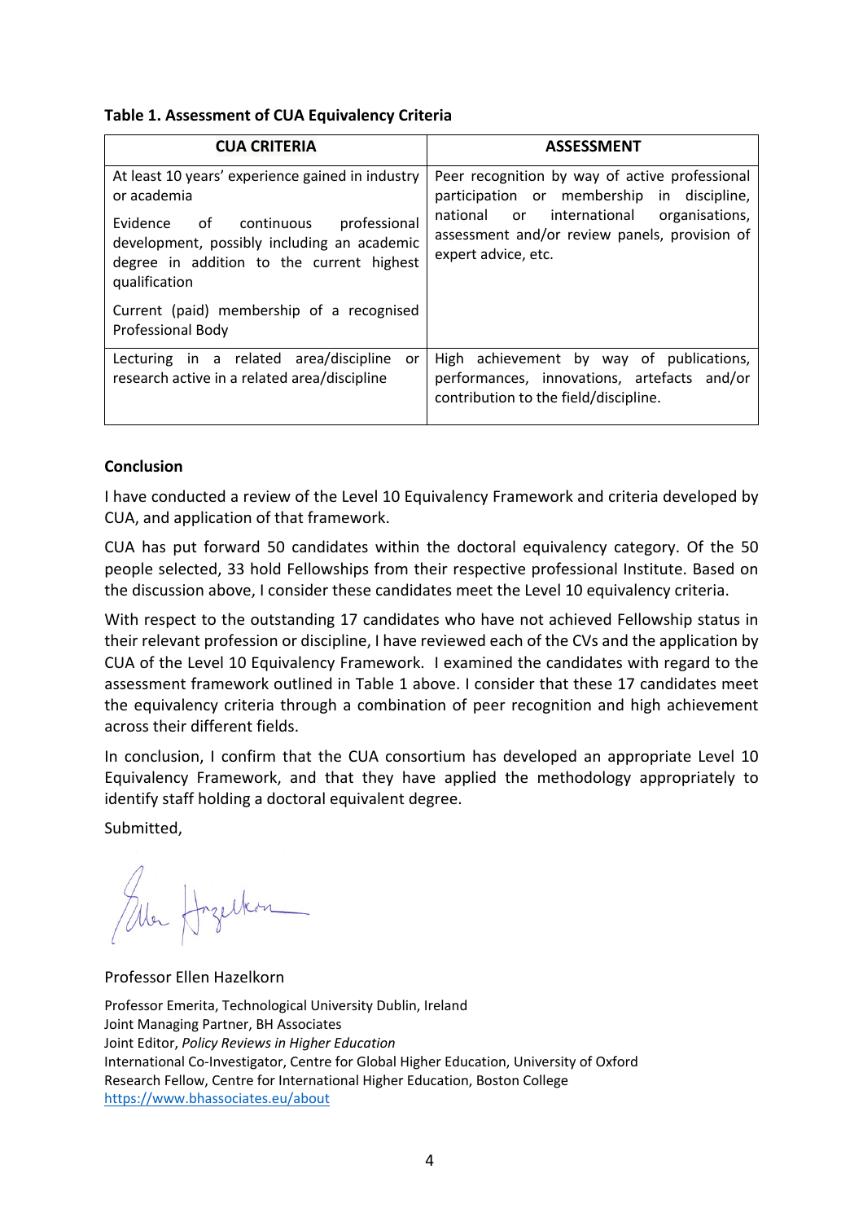**Table 1. Assessment of CUA Equivalency Criteria**

| CUA CRITERIA | ASSESSMENT |
|---|---|
| At least 10 years' experience gained in industry or academia<br><br>Evidence of continuous professional development, possibly including an academic degree in addition to the current highest qualification<br><br>Current (paid) membership of a recognised Professional Body | Peer recognition by way of active professional participation or membership in discipline, national or international organisations, assessment and/or review panels, provision of expert advice, etc. |
| Lecturing in a related area/discipline or research active in a related area/discipline | High achievement by way of publications, performances, innovations, artefacts and/or contribution to the field/discipline. |

**Conclusion**

I have conducted a review of the Level 10 Equivalency Framework and criteria developed by CUA, and application of that framework.

CUA has put forward 50 candidates within the doctoral equivalency category. Of the 50 people selected, 33 hold Fellowships from their respective professional Institute. Based on the discussion above, I consider these candidates meet the Level 10 equivalency criteria.

With respect to the outstanding 17 candidates who have not achieved Fellowship status in their relevant profession or discipline, I have reviewed each of the CVs and the application by CUA of the Level 10 Equivalency Framework. I examined the candidates with regard to the assessment framework outlined in Table 1 above. I consider that these 17 candidates meet the equivalency criteria through a combination of peer recognition and high achievement across their different fields.

In conclusion, I confirm that the CUA consortium has developed an appropriate Level 10 Equivalency Framework, and that they have applied the methodology appropriately to identify staff holding a doctoral equivalent degree.

Submitted,

Professor Ellen Hazelkorn

Professor Emerita, Technological University Dublin, Ireland
Joint Managing Partner, BH Associates
Joint Editor, *Policy Reviews in Higher Education*
International Co-Investigator, Centre for Global Higher Education, University of Oxford
Research Fellow, Centre for International Higher Education, Boston College
https://www.bhassociates.eu/about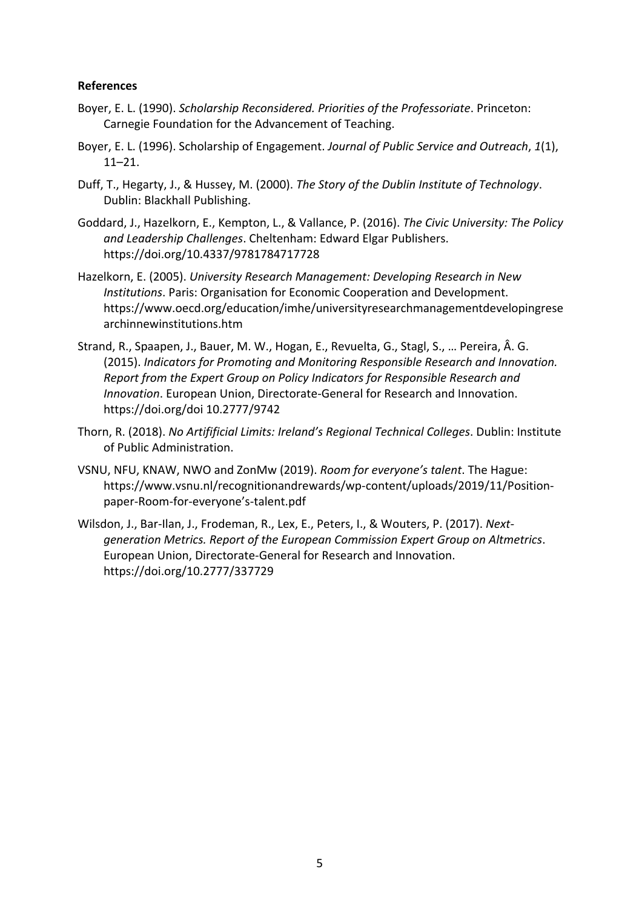**References**

Boyer, E. L. (1990). *Scholarship Reconsidered. Priorities of the Professoriate*. Princeton: Carnegie Foundation for the Advancement of Teaching.

Boyer, E. L. (1996). Scholarship of Engagement. *Journal of Public Service and Outreach*, *1*(1), 11–21.

Duff, T., Hegarty, J., & Hussey, M. (2000). *The Story of the Dublin Institute of Technology*. Dublin: Blackhall Publishing.

Goddard, J., Hazelkorn, E., Kempton, L., & Vallance, P. (2016). *The Civic University: The Policy and Leadership Challenges*. Cheltenham: Edward Elgar Publishers. https://doi.org/10.4337/9781784717728

Hazelkorn, E. (2005). *University Research Management: Developing Research in New Institutions*. Paris: Organisation for Economic Cooperation and Development. https://www.oecd.org/education/imhe/universityresearchmanagementdevelopingresearchinnewinstitutions.htm

Strand, R., Spaapen, J., Bauer, M. W., Hogan, E., Revuelta, G., Stagl, S., … Pereira, Â. G. (2015). *Indicators for Promoting and Monitoring Responsible Research and Innovation. Report from the Expert Group on Policy Indicators for Responsible Research and Innovation*. European Union, Directorate-General for Research and Innovation. https://doi.org/doi 10.2777/9742

Thorn, R. (2018). *No Artifificial Limits: Ireland's Regional Technical Colleges*. Dublin: Institute of Public Administration.

VSNU, NFU, KNAW, NWO and ZonMw (2019). *Room for everyone's talent*. The Hague: https://www.vsnu.nl/recognitionandrewards/wp-content/uploads/2019/11/Position-paper-Room-for-everyone's-talent.pdf

Wilsdon, J., Bar-Ilan, J., Frodeman, R., Lex, E., Peters, I., & Wouters, P. (2017). *Next-generation Metrics. Report of the European Commission Expert Group on Altmetrics*. European Union, Directorate-General for Research and Innovation. https://doi.org/10.2777/337729